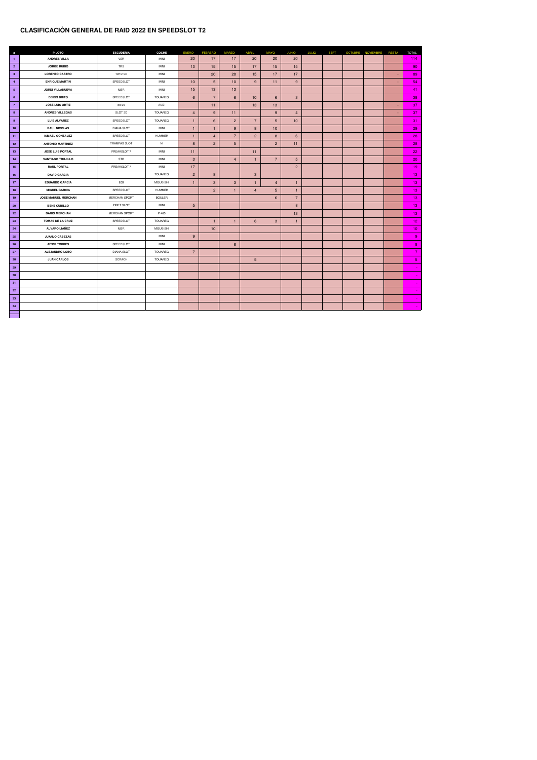## CLASIFICACIÒN GENERAL DE RAID 2022 EN SPEEDSLOT T2

| a | PILOTO | ESCUDERIA | COCHE | ENERO | FEBRERO | MARZO | ABRIL | MAYO | JUNIO | JULIO | SEPT | OCTUBRE | NOVIEMBRE | RESTA | TOTAL |
|---|---|---|---|---|---|---|---|---|---|---|---|---|---|---|---|
| 1 | ANDRES VILLA | VSR | MINI | 20 | 17 | 17 | 20 | 20 | 20 | | | | | | 114 |
| 2 | JORGE RUBIO | TRS | MINI | 13 | 15 | 15 | 17 | 15 | 15 | | | | | | 90 |
| 3 | LORENZO CASTRO | TWISTER | MINI | | 20 | 20 | 15 | 17 | 17 | | | | | - | 89 |
| 4 | ENRIQUE MARTIN | SPEEDSLOT | MINI | 10 | 5 | 10 | 9 | 11 | 9 | | | | | - | 54 |
| 5 | JORDI VILLANUEVA | MSR | MINI | 15 | 13 | 13 | | | | | | | | | 41 |
| 6 | DEIBIS BRITO | SPEEDSLOT | TOUAREG | 6 | 7 | 6 | 10 | 6 | 3 | | | | | | 38 |
| 7 | JOSE LUIS ORTIZ | 80-90 | AUDI | | 11 | | 13 | 13 | | | | | | - | 37 |
| 8 | ANDRES VILLEGAS | SLOT 3D | TOUAREG | 4 | 9 | 11 | | 9 | 4 | | | | | - | 37 |
| 9 | LUIS ALVAREZ | SPEEDSLOT | TOUAREG | 1 | 6 | 2 | 7 | 5 | 10 | | | | | | 31 |
| 10 | RAUL NICOLAS | DIANA SLOT | MINI | 1 | 1 | 9 | 8 | 10 | | | | | | | 29 |
| 11 | ISMAEL GONZALEZ | SPEEDSLOT | HUMMER | 1 | 4 | 7 | 2 | 8 | 6 | | | | | | 28 |
| 12 | ANTONIO MARTINEZ | TRAMPAS SLOT | NI | 8 | 2 | 5 | | 2 | 11 | | | | | | 28 |
| 13 | JOSE LUIS PORTAL | FREAKSLOT 7 | MINI | 11 | | | 11 | | | | | | | | 22 |
| 14 | SANTIAGO TRUJILLO | STR | MINI | 3 | | 4 | 1 | 7 | 5 | | | | | | 20 |
| 15 | RAUL PORTAL | FREAKSLOT 7 | MINI | 17 | | | | | 2 | | | | | | 19 |
| 16 | DAVID GARCIA | | TOUAREG | 2 | 8 | | 3 | | | | | | | | 13 |
| 17 | EDUARDO GARCIA | EGI | MISUBISHI | 1 | 3 | 3 | 1 | 4 | 1 | | | | | | 13 |
| 18 | MIGUEL GARCIA | SPEEDSLOT | HUMMER | | 2 | 1 | 4 | 5 | 1 | | | | | | 13 |
| 19 | JOSE MANUEL MERCHAN | MERCHAN SPORT | BOULER | | | | | 6 | 7 | | | | | | 13 |
| 20 | BENE CUBILLO | PIRET SLOT | MINI | 5 | | | | | 8 | | | | | | 13 |
| 22 | DARIO MERCHAN | MERCHAN SPORT | P 405 | | | | | | 13 | | | | | | 13 |
| 23 | TOMAS DE LA CRUZ | SPEEDSLOT | TOUAREG | | 1 | 1 | 6 | 3 | 1 | | | | | | 12 |
| 24 | ALVARO LIAÑEZ | MSR | MISUBISHI | | 10 | | | | | | | | | | 10 |
| 25 | JUANJO CABEZAS | | MINI | 9 | | | | | | | | | | | 9 |
| 26 | AITOR TORRES | SPEEDSLOT | MINI | | | 8 | | | | | | | | | 8 |
| 27 | ALEJANDRO LOBO | DIANA SLOT | TOUAREG | 7 | | | | | | | | | | | 7 |
| 28 | JUAN CARLOS | SCRACH | TOUAREG | | | | 5 | | | | | | | | 5 |
| 29 | | | | | | | | | | | | | | | - |
| 30 | | | | | | | | | | | | | | | - |
| 31 | | | | | | | | | | | | | | | - |
| 32 | | | | | | | | | | | | | | | - |
| 33 | | | | | | | | | | | | | | | - |
| 34 | | | | | | | | | | | | | | | - |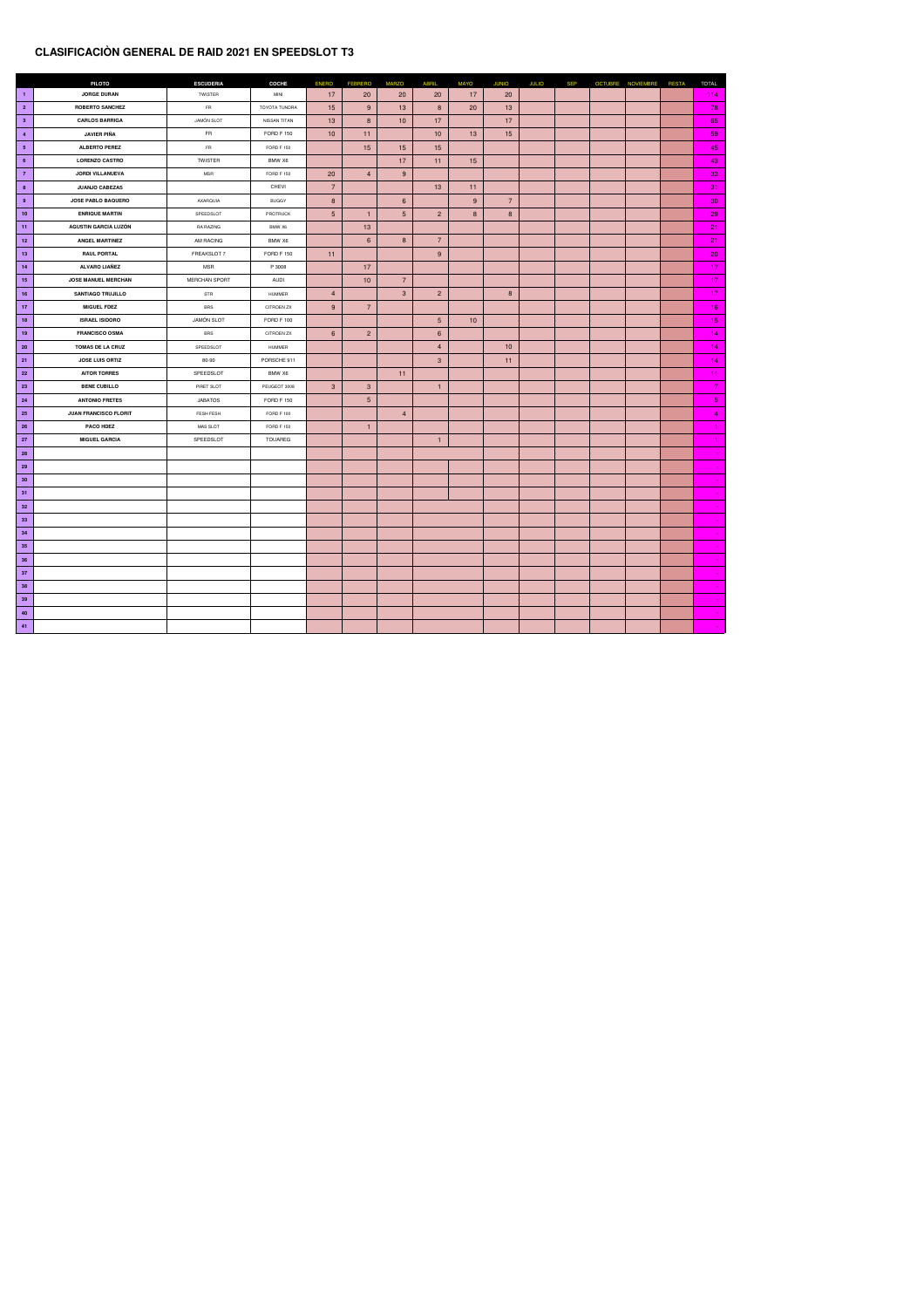## CLASIFICACIÒN GENERAL DE RAID 2021 EN SPEEDSLOT T3

| | PILOTO | ESCUDERIA | COCHE | ENERO | FEBRERO | MARZO | ABRIL | MAYO | JUNIO | JULIO | SEP | OCTUBRE | NOVIEMBRE | RESTA | TOTAL |
|---|---|---|---|---|---|---|---|---|---|---|---|---|---|---|---|
| 1 | JORGE DURAN | TWISTER | MINI | 17 | 20 | 20 | 20 | 17 | 20 | | | | | | 114 |
| 2 | ROBERTO SANCHEZ | FR | TOYOTA TUNDRA | 15 | 9 | 13 | 8 | 20 | 13 | | | | | | 78 |
| 3 | CARLOS BARRIGA | JAMÓN SLOT | NISSAN TITAN | 13 | 8 | 10 | 17 | | 17 | | | | | | 65 |
| 4 | JAVIER PIÑA | FR | FORD F 150 | 10 | 11 | | 10 | 13 | 15 | | | | | | 59 |
| 5 | ALBERTO PEREZ | FR | FORD F 150 | | 15 | 15 | 15 | | | | | | | | 45 |
| 6 | LORENZO CASTRO | TWISTER | BMW X6 | | | 17 | 11 | 15 | | | | | | | 43 |
| 7 | JORDI VILLANUEVA | MSR | FORD F 150 | 20 | 4 | 9 | | | | | | | | | 33 |
| 8 | JUANJO CABEZAS | | CHEVI | 7 | | | 13 | 11 | | | | | | | 31 |
| 9 | JOSE PABLO BAQUERO | AXARQUIA | BUGGY | 8 | | 6 | | 9 | 7 | | | | | | 30 |
| 10 | ENRIQUE MARTIN | SPEEDSLOT | PROTRUCK | 5 | 1 | 5 | 2 | 8 | 8 | | | | | | 29 |
| 11 | AGUSTIN GARCIA LUZÓN | RA RAZING | BMW X6 | | 13 | | | | | | | | | | 21 |
| 12 | ANGEL MARTINEZ | AM RACING | BMW X6 | | 6 | 8 | 7 | | | | | | | | 21 |
| 13 | RAUL PORTAL | FREAKSLOT 7 | FORD F 150 | 11 | | | 9 | | | | | | | | 20 |
| 14 | ALVARO LIAÑEZ | MSR | P 3008 | | 17 | | | | | | | | | | 17 |
| 15 | JOSE MANUEL MERCHAN | MERCHAN SPORT | AUDI | | 10 | 7 | | | | | | | | | 17 |
| 16 | SANTIAGO TRUJILLO | STR | HUMMER | 4 | | 3 | 2 | | 8 | | | | | | 17 |
| 17 | MIGUEL FDEZ | BRS | CITROEN ZX | 9 | 7 | | | | | | | | | | 16 |
| 18 | ISRAEL ISIDORO | JAMÓN SLOT | FORD F 100 | | | | 5 | 10 | | | | | | | 15 |
| 19 | FRANCISCO OSMA | BRS | CITROEN ZX | 6 | 2 | | 6 | | | | | | | | 14 |
| 20 | TOMAS DE LA CRUZ | SPEEDSLOT | HUMMER | | | | 4 | | 10 | | | | | | 14 |
| 21 | JOSE LUIS ORTIZ | 80-90 | PORSCHE 911 | | | | 3 | | 11 | | | | | | 14 |
| 22 | AITOR TORRES | SPEEDSLOT | BMW X6 | | | 11 | | | | | | | | | 11 |
| 23 | BENE CUBILLO | PIRET SLOT | PEUGEOT 3008 | 3 | 3 | | 1 | | | | | | | | 7 |
| 24 | ANTONIO FRETES | JABATOS | FORD F 150 | | 5 | | | | | | | | | | 5 |
| 25 | JUAN FRANCISCO FLORIT | FESH FESH | FORD F 150 | | | 4 | | | | | | | | | 4 |
| 26 | PACO HDEZ | MAS SLOT | FORD F 150 | | 1 | | | | | | | | | | 1 |
| 27 | MIGUEL GARCIA | SPEEDSLOT | TOUAREG | | | | 1 | | | | | | | | 1 |
| 28 | | | | | | | | | | | | | | | - |
| 29 | | | | | | | | | | | | | | | - |
| 30 | | | | | | | | | | | | | | | - |
| 31 | | | | | | | | | | | | | | | - |
| 32 | | | | | | | | | | | | | | | - |
| 33 | | | | | | | | | | | | | | | - |
| 34 | | | | | | | | | | | | | | | - |
| 35 | | | | | | | | | | | | | | | - |
| 36 | | | | | | | | | | | | | | | - |
| 37 | | | | | | | | | | | | | | | - |
| 38 | | | | | | | | | | | | | | | - |
| 39 | | | | | | | | | | | | | | | - |
| 40 | | | | | | | | | | | | | | | - |
| 41 | | | | | | | | | | | | | | | - |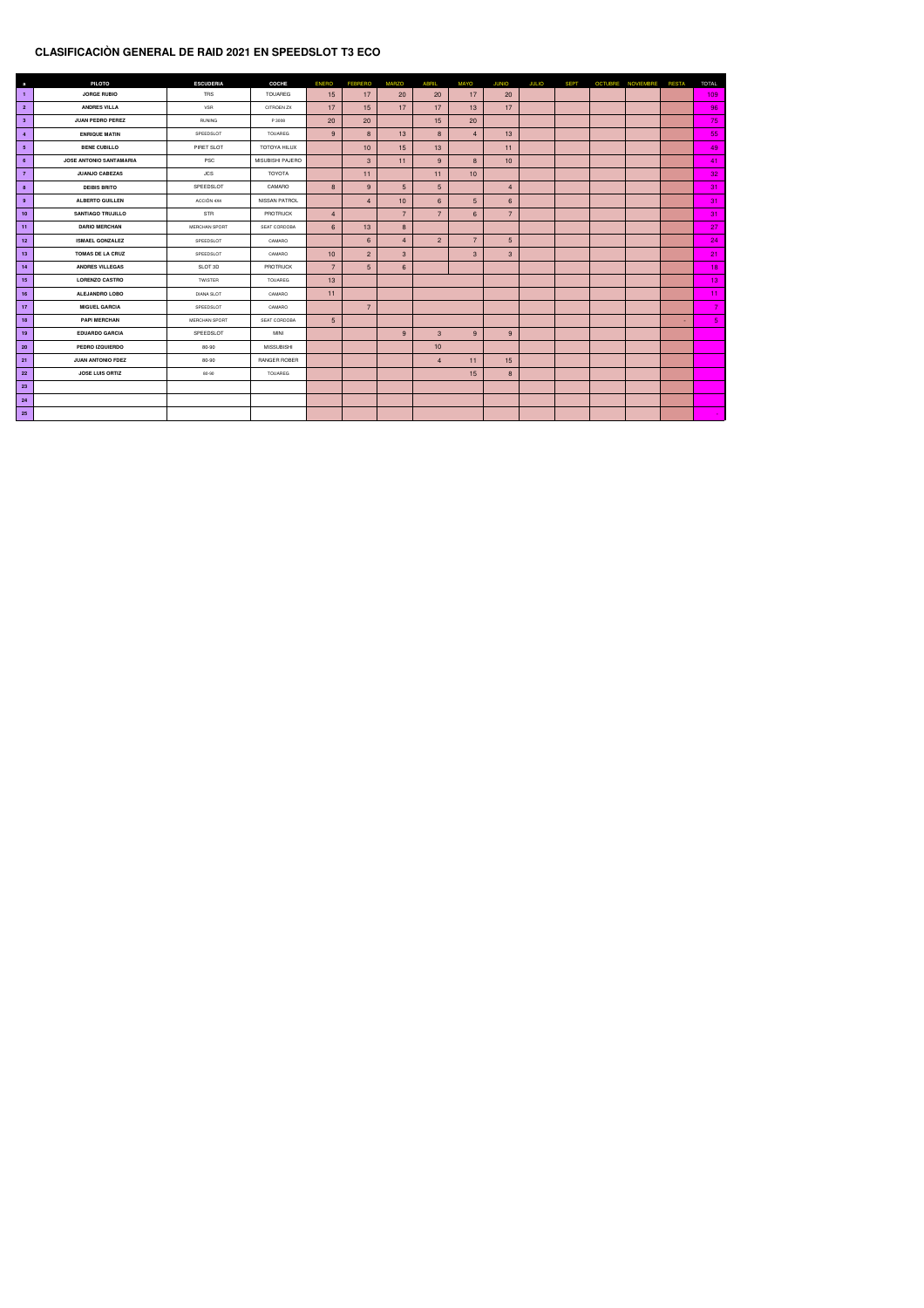# CLASIFICACIÒN GENERAL DE RAID 2021 EN SPEEDSLOT T3 ECO

| a | PILOTO | ESCUDERIA | COCHE | ENERO | FEBRERO | MARZO | ABRIL | MAYO | JUNIO | JULIO | SEPT | OCTUBRE | NOVIEMBRE | RESTA | TOTAL |
|---|---|---|---|---|---|---|---|---|---|---|---|---|---|---|---|
| 1 | JORGE RUBIO | TRS | TOUAREG | 15 | 17 | 20 | 20 | 17 | 20 | | | | | | 109 |
| 2 | ANDRES VILLA | VSR | CITROEN ZX | 17 | 15 | 17 | 17 | 13 | 17 | | | | | | 96 |
| 3 | JUAN PEDRO PEREZ | RUNING | P 3008 | 20 | 20 | | 15 | 20 | | | | | | | 75 |
| 4 | ENRIQUE MATIN | SPEEDSLOT | TOUAREG | 9 | 8 | 13 | 8 | 4 | 13 | | | | | | 55 |
| 5 | BENE CUBILLO | PIRET SLOT | TOTOYA HILUX | | 10 | 15 | 13 | | 11 | | | | | | 49 |
| 6 | JOSE ANTONIO SANTAMARIA | PSC | MISUBISHI PAJERO | | 3 | 11 | 9 | 8 | 10 | | | | | | 41 |
| 7 | JUANJO CABEZAS | JCS | TOYOTA | | 11 | | 11 | 10 | | | | | | | 32 |
| 8 | DEIBIS BRITO | SPEEDSLOT | CAMARO | 8 | 9 | 5 | 5 | | 4 | | | | | | 31 |
| 9 | ALBERTO GUILLEN | ACCIÓN 4X4 | NISSAN PATROL | | 4 | 10 | 6 | 5 | 6 | | | | | | 31 |
| 10 | SANTIAGO TRUJILLO | STR | PROTRUCK | 4 | | 7 | 7 | 6 | 7 | | | | | | 31 |
| 11 | DARIO MERCHAN | MERCHAN SPORT | SEAT CORDOBA | 6 | 13 | 8 | | | | | | | | | 27 |
| 12 | ISMAEL GONZALEZ | SPEEDSLOT | CAMARO | | 6 | 4 | 2 | 7 | 5 | | | | | | 24 |
| 13 | TOMAS DE LA CRUZ | SPEEDSLOT | CAMARO | 10 | 2 | 3 | | 3 | 3 | | | | | | 21 |
| 14 | ANDRES VILLEGAS | SLOT 3D | PROTRUCK | 7 | 5 | 6 | | | | | | | | | 18 |
| 15 | LORENZO CASTRO | TWISTER | TOUAREG | 13 | | | | | | | | | | | 13 |
| 16 | ALEJANDRO LOBO | DIANA SLOT | CAMARO | 11 | | | | | | | | | | | 11 |
| 17 | MIGUEL GARCIA | SPEEDSLOT | CAMARO | | 7 | | | | | | | | | | 7 |
| 18 | PAPI MERCHAN | MERCHAN SPORT | SEAT CORDOBA | 5 | | | | | | | | | | - | 5 |
| 19 | EDUARDO GARCIA | SPEEDSLOT | MINI | | | 9 | 3 | 9 | 9 | | | | | | |
| 20 | PEDRO IZQUIERDO | 80-90 | MISSUBISHI | | | | 10 | | | | | | | | |
| 21 | JUAN ANTONIO FDEZ | 80-90 | RANGER ROBER | | | | 4 | 11 | 15 | | | | | | |
| 22 | JOSE LUIS ORTIZ | 80-90 | TOUAREG | | | | | 15 | 8 | | | | | | |
| 23 | | | | | | | | | | | | | | | |
| 24 | | | | | | | | | | | | | | | |
| 25 | | | | | | | | | | | | | | | |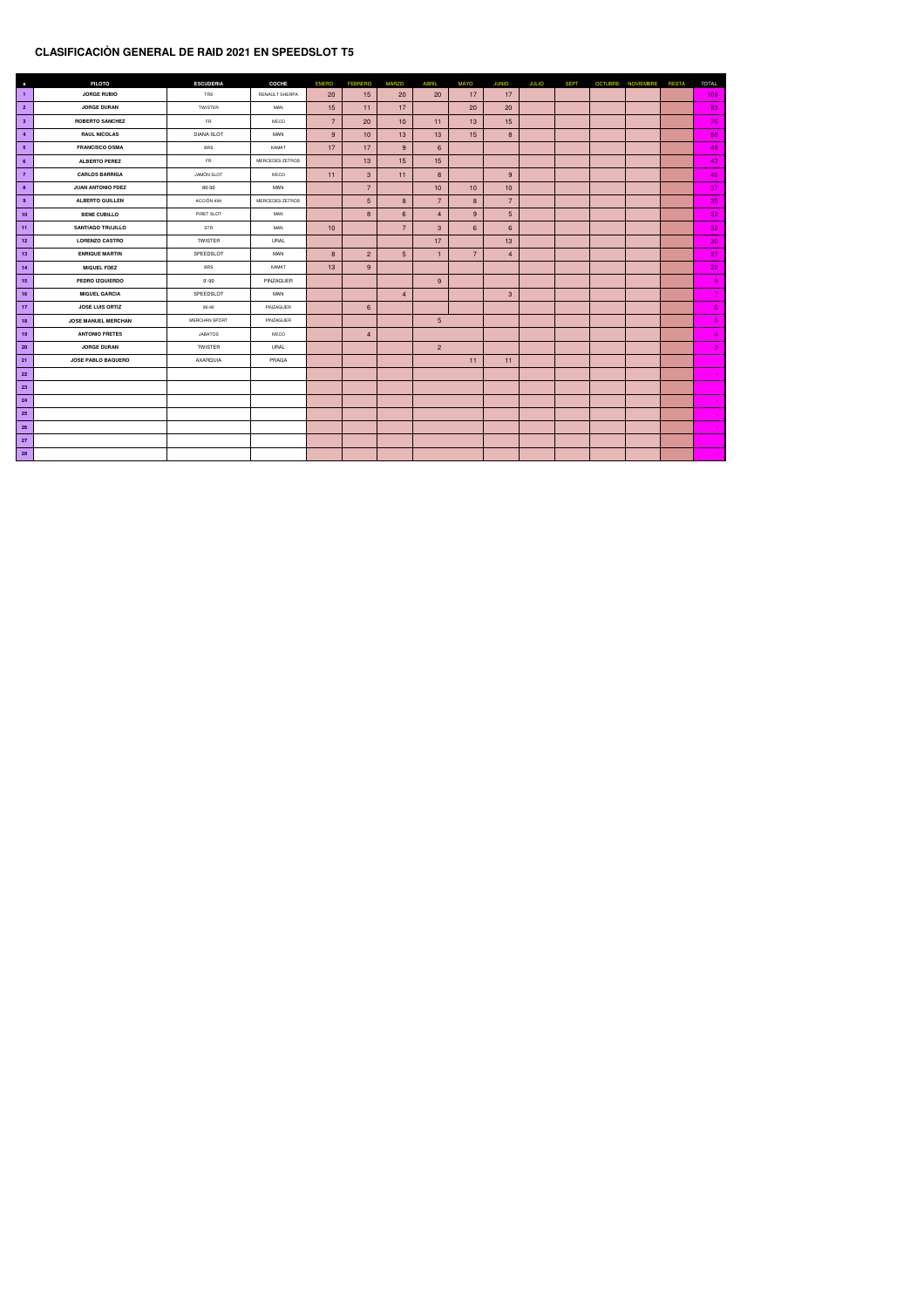## CLASIFICACIÒN GENERAL DE RAID 2021 EN SPEEDSLOT T5

| º | PILOTO | ESCUDERIA | COCHE | ENERO | FEBRERO | MARZO | ABRIL | MAYO | JUNIO | JULIO | SEPT | OCTUBRE | NOVIEMBRE | RESTA | TOTAL |
|---|---|---|---|---|---|---|---|---|---|---|---|---|---|---|---|
| 1 | JORGE RUBIO | TRS | RENAULT SHERPA | 20 | 15 | 20 | 20 | 17 | 17 | | | | | | 109 |
| 2 | JORGE DURAN | TWISTER | MAN | 15 | 11 | 17 | | 20 | 20 | | | | | | 83 |
| 3 | ROBERTO SANCHEZ | FR | IVECO | 7 | 20 | 10 | 11 | 13 | 15 | | | | | | 76 |
| 4 | RAUL NICOLAS | DIANA SLOT | MAN | 9 | 10 | 13 | 13 | 15 | 8 | | | | | | 68 |
| 5 | FRANCISCO OSMA | BRS | KAMAT | 17 | 17 | 9 | 6 | | | | | | | | 49 |
| 6 | ALBERTO PEREZ | FR | MERCEDES ZETROS | | 13 | 15 | 15 | | | | | | | | 43 |
| 7 | CARLOS BARRIGA | JAMÓN SLOT | IVECO | 11 | 3 | 11 | 8 | | 9 | | | | | | 42 |
| 8 | JUAN ANTONIO FDEZ | 80-90 | MAN | | 7 | | 10 | 10 | 10 | | | | | | 37 |
| 9 | ALBERTO GUILLEN | ACCIÓN 4X4 | MERCEDES ZETROS | | 5 | 8 | 7 | 8 | 7 | | | | | | 35 |
| 10 | BENE CUBILLO | PIRET SLOT | MAN | | 8 | 6 | 4 | 9 | 5 | | | | | | 32 |
| 11 | SANTIAGO TRUJILLO | STR | MAN | 10 | | 7 | 3 | 6 | 6 | | | | | | 32 |
| 12 | LORENZO CASTRO | TWISTER | URAL | | | | 17 | | 13 | | | | | | 30 |
| 13 | ENRIQUE MARTIN | SPEEDSLOT | MAN | 8 | 2 | 5 | 1 | 7 | 4 | | | | | | 27 |
| 14 | MIGUEL FDEZ | BRS | KAMAT | 13 | 9 | | | | | | | | | | 22 |
| 15 | PEDRO IZQUIERDO | 9'-90 | PINZAGUER | | | | 9 | | | | | | | | 9 |
| 16 | MIGUEL GARCIA | SPEEDSLOT | MAN | | | 4 | | | 3 | | | | | | 7 |
| 17 | JOSE LUIS ORTIZ | 80-90 | PINZAGUER | | 6 | | | | | | | | | | 6 |
| 18 | JOSE MANUEL MERCHAN | MERCHAN SPORT | PINZAGUER | | | | 5 | | | | | | | | 5 |
| 19 | ANTONIO FRETES | JABATOS | IVECO | | 4 | | | | | | | | | | 4 |
| 20 | JORGE DURAN | TWISTER | URAL | | | | 2 | | | | | | | | 2 |
| 21 | JOSE PABLO BAQUERO | AXARQUIA | PRAGA | | | | | 11 | 11 | | | | | | |
| 22 | | | | | | | | | | | | | | | |
| 23 | | | | | | | | | | | | | | | |
| 24 | | | | | | | | | | | | | | | |
| 25 | | | | | | | | | | | | | | | |
| 26 | | | | | | | | | | | | | | | |
| 27 | | | | | | | | | | | | | | | |
| 28 | | | | | | | | | | | | | | | |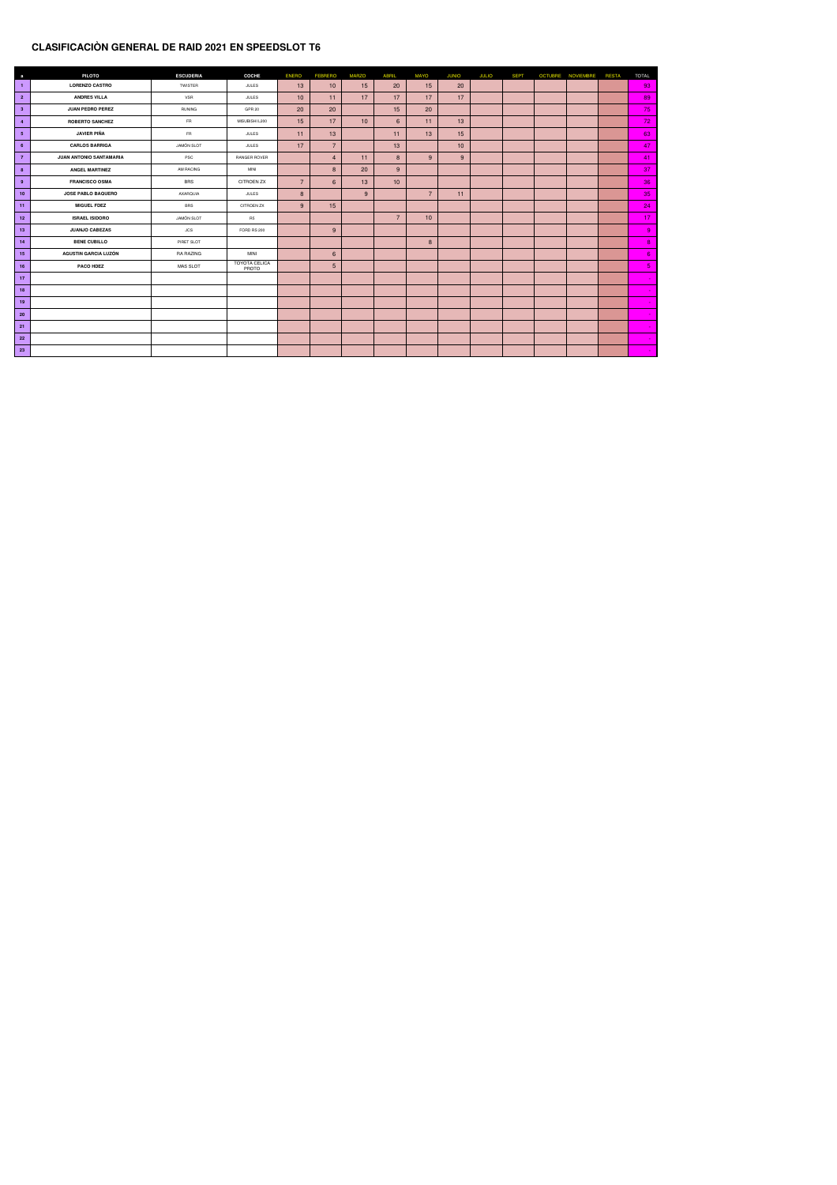# CLASIFICACIÒN GENERAL DE RAID 2021 EN SPEEDSLOT T6

| º | PILOTO | ESCUDERIA | COCHE | ENERO | FEBRERO | MARZO | ABRIL | MAYO | JUNIO | JULIO | SEPT | OCTUBRE | NOVIEMBRE | RESTA | TOTAL |
|---|---|---|---|---|---|---|---|---|---|---|---|---|---|---|---|
| 1 | LORENZO CASTRO | TWISTER | JULES | 13 | 10 | 15 | 20 | 15 | 20 | | | | | | 93 |
| 2 | ANDRES VILLA | VSR | JULES | 10 | 11 | 17 | 17 | 17 | 17 | | | | | | 89 |
| 3 | JUAN PEDRO PEREZ | RUNING | GPR 20 | 20 | 20 | | 15 | 20 | | | | | | | 75 |
| 4 | ROBERTO SANCHEZ | FR | MISUBISHI L200 | 15 | 17 | 10 | 6 | 11 | 13 | | | | | | 72 |
| 5 | JAVIER PIÑA | FR | JULES | 11 | 13 | | 11 | 13 | 15 | | | | | | 63 |
| 6 | CARLOS BARRIGA | JAMÓN SLOT | JULES | 17 | 7 | | 13 | | 10 | | | | | | 47 |
| 7 | JUAN ANTONIO SANTAMARIA | PSC | RANGER ROVER | | 4 | 11 | 8 | 9 | 9 | | | | | | 41 |
| 8 | ANGEL MARTINEZ | AM RACING | MINI | | 8 | 20 | 9 | | | | | | | | 37 |
| 9 | FRANCISCO OSMA | BRS | CITROEN ZX | 7 | 6 | 13 | 10 | | | | | | | | 36 |
| 10 | JOSE PABLO BAQUERO | AXARQUIA | JULES | 8 | | 9 | | 7 | 11 | | | | | | 35 |
| 11 | MIGUEL FDEZ | BRS | CITROEN ZX | 9 | 15 | | | | | | | | | | 24 |
| 12 | ISRAEL ISIDORO | JAMÓN SLOT | RS | | | | 7 | 10 | | | | | | | 17 |
| 13 | JUANJO CABEZAS | JCS | FORD RS 200 | | 9 | | | | | | | | | | 9 |
| 14 | BENE CUBILLO | PIRET SLOT | | | | | | 8 | | | | | | | 8 |
| 15 | AGUSTIN GARCIA LUZÓN | RA RAZING | MINI | | 6 | | | | | | | | | | 6 |
| 16 | PACO HDEZ | MAS SLOT | TOYOTA CELICA PROTO | | 5 | | | | | | | | | | 5 |
| 17 | | | | | | | | | | | | | | | |
| 18 | | | | | | | | | | | | | | | |
| 19 | | | | | | | | | | | | | | | |
| 20 | | | | | | | | | | | | | | | |
| 21 | | | | | | | | | | | | | | | |
| 22 | | | | | | | | | | | | | | | |
| 23 | | | | | | | | | | | | | | | |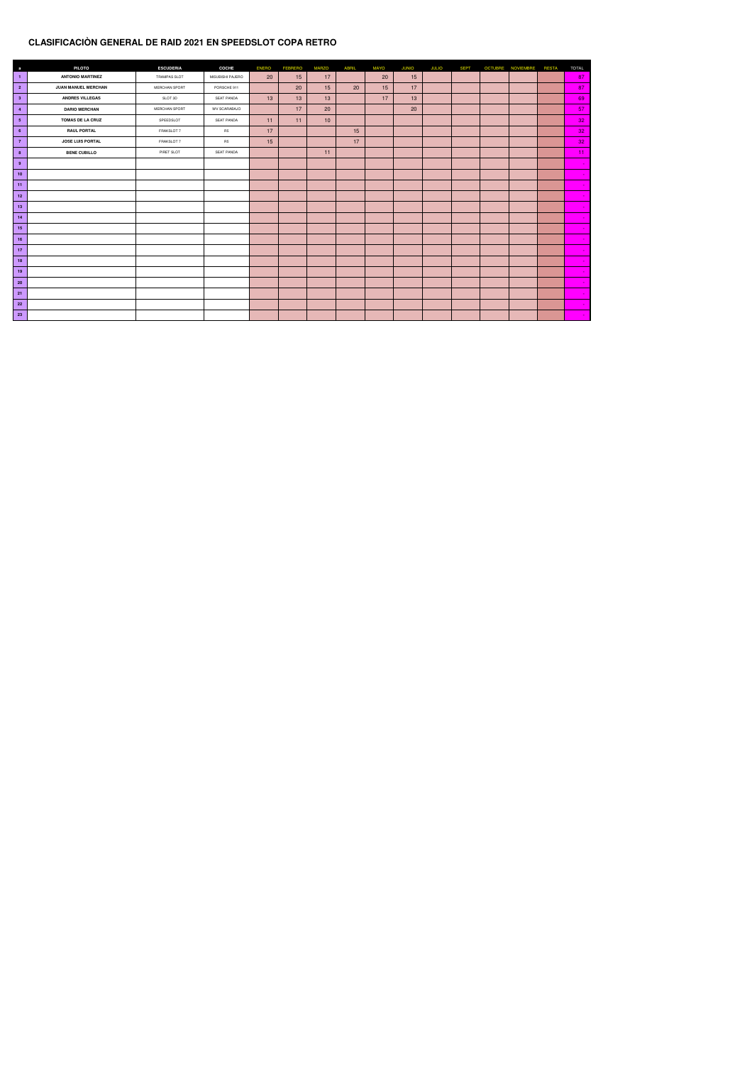# CLASIFICACIÒN GENERAL DE RAID 2021 EN SPEEDSLOT COPA RETRO

| nº | PILOTO | ESCUDERIA | COCHE | ENERO | FEBRERO | MARZO | ABRIL | MAYO | JUNIO | JULIO | SEPT | OCTUBRE | NOVIEMBRE | RESTA | TOTAL |
|---|---|---|---|---|---|---|---|---|---|---|---|---|---|---|---|
| 1 | ANTONIO MARTINEZ | TRAMPAS SLOT | MISUBISHI PAJERO | 20 | 15 | 17 | | 20 | 15 | | | | | | 87 |
| 2 | JUAN MANUEL MERCHAN | MERCHAN SPORT | PORSCHE 911 | | 20 | 15 | 20 | 15 | 17 | | | | | | 87 |
| 3 | ANDRES VILLEGAS | SLOT 3D | SEAT PANDA | 13 | 13 | 13 | | 17 | 13 | | | | | | 69 |
| 4 | DARIO MERCHAN | MERCHAN SPORT | WV SCARABAJO | | 17 | 20 | | | 20 | | | | | | 57 |
| 5 | TOMAS DE LA CRUZ | SPEEDSLOT | SEAT PANDA | 11 | 11 | 10 | | | | | | | | | 32 |
| 6 | RAUL PORTAL | FRAKSLOT 7 | R5 | 17 | | | 15 | | | | | | | | 32 |
| 7 | JOSE LUIS PORTAL | FRAKSLOT 7 | R5 | 15 | | | 17 | | | | | | | | 32 |
| 8 | BENE CUBILLO | PIRET SLOT | SEAT PANDA | | | 11 | | | | | | | | | 11 |
| 9 | | | | | | | | | | | | | | | - |
| 10 | | | | | | | | | | | | | | | - |
| 11 | | | | | | | | | | | | | | | - |
| 12 | | | | | | | | | | | | | | | - |
| 13 | | | | | | | | | | | | | | | - |
| 14 | | | | | | | | | | | | | | | - |
| 15 | | | | | | | | | | | | | | | - |
| 16 | | | | | | | | | | | | | | | - |
| 17 | | | | | | | | | | | | | | | - |
| 18 | | | | | | | | | | | | | | | - |
| 19 | | | | | | | | | | | | | | | - |
| 20 | | | | | | | | | | | | | | | - |
| 21 | | | | | | | | | | | | | | | - |
| 22 | | | | | | | | | | | | | | | - |
| 23 | | | | | | | | | | | | | | | - |